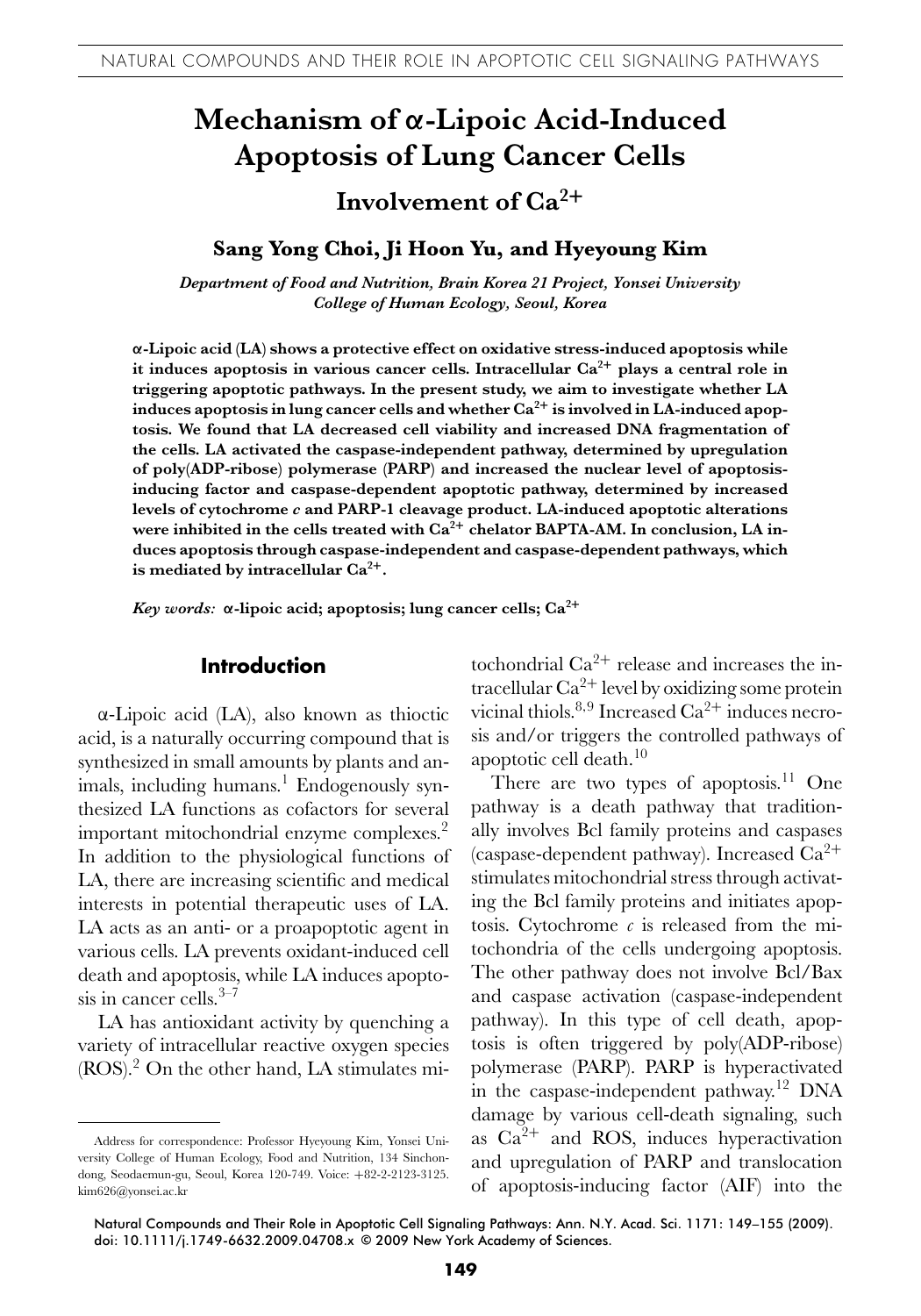# Mechanism of α-Lipoic Acid-Induced Apoptosis of Lung Cancer Cells

## Involvement of $Ca^{2+}$

**Sang Yong Choi, Ji Hoon Yu, and Hyeyoung Kim**

*Department of Food and Nutrition, Brain Korea 21 Project, Yonsei University College of Human Ecology, Seoul, Korea*

**α-Lipoic acid (LA) shows a protective effect on oxidative stress-induced apoptosis while it induces apoptosis in various cancer cells. Intracellular $Ca^{2+}$ plays a central role in triggering apoptotic pathways. In the present study, we aim to investigate whether LA induces apoptosis in lung cancer cells and whether $Ca^{2+}$ is involved in LA-induced apoptosis. We found that LA decreased cell viability and increased DNA fragmentation of the cells. LA activated the caspase-independent pathway, determined by upregulation of poly(ADP-ribose) polymerase (PARP) and increased the nuclear level of apoptosis-inducing factor and caspase-dependent apoptotic pathway, determined by increased levels of cytochrome *c* and PARP-1 cleavage product. LA-induced apoptotic alterations were inhibited in the cells treated with $Ca^{2+}$ chelator BAPTA-AM. In conclusion, LA induces apoptosis through caspase-independent and caspase-dependent pathways, which is mediated by intracellular $Ca^{2+}$.**

*Key words:* **α-lipoic acid; apoptosis; lung cancer cells; $Ca^{2+}$**

## Introduction

α-Lipoic acid (LA), also known as thioctic acid, is a naturally occurring compound that is synthesized in small amounts by plants and animals, including humans.[1] Endogenously synthesized LA functions as cofactors for several important mitochondrial enzyme complexes.[2] In addition to the physiological functions of LA, there are increasing scientific and medical interests in potential therapeutic uses of LA. LA acts as an anti- or a proapoptotic agent in various cells. LA prevents oxidant-induced cell death and apoptosis, while LA induces apoptosis in cancer cells.[3–7]

LA has antioxidant activity by quenching a variety of intracellular reactive oxygen species (ROS).[2] On the other hand, LA stimulates mitochondrial $Ca^{2+}$ release and increases the intracellular $Ca^{2+}$ level by oxidizing some protein vicinal thiols.[8,9] Increased $Ca^{2+}$ induces necrosis and/or triggers the controlled pathways of apoptotic cell death.[10]

There are two types of apoptosis.[11] One pathway is a death pathway that traditionally involves Bcl family proteins and caspases (caspase-dependent pathway). Increased $Ca^{2+}$ stimulates mitochondrial stress through activating the Bcl family proteins and initiates apoptosis. Cytochrome *c* is released from the mitochondria of the cells undergoing apoptosis. The other pathway does not involve Bcl/Bax and caspase activation (caspase-independent pathway). In this type of cell death, apoptosis is often triggered by poly(ADP-ribose) polymerase (PARP). PARP is hyperactivated in the caspase-independent pathway.[12] DNA damage by various cell-death signaling, such as $Ca^{2+}$ and ROS, induces hyperactivation and upregulation of PARP and translocation of apoptosis-inducing factor (AIF) into the

Address for correspondence: Professor Hyeyoung Kim, Yonsei University College of Human Ecology, Food and Nutrition, 134 Sinchondong, Seodaemun-gu, Seoul, Korea 120-749. Voice: +82-2-2123-3125. kim626@yonsei.ac.kr

Natural Compounds and Their Role in Apoptotic Cell Signaling Pathways: Ann. N.Y. Acad. Sci. 1171: 149–155 (2009). doi: 10.1111/j.1749-6632.2009.04708.x © 2009 New York Academy of Sciences.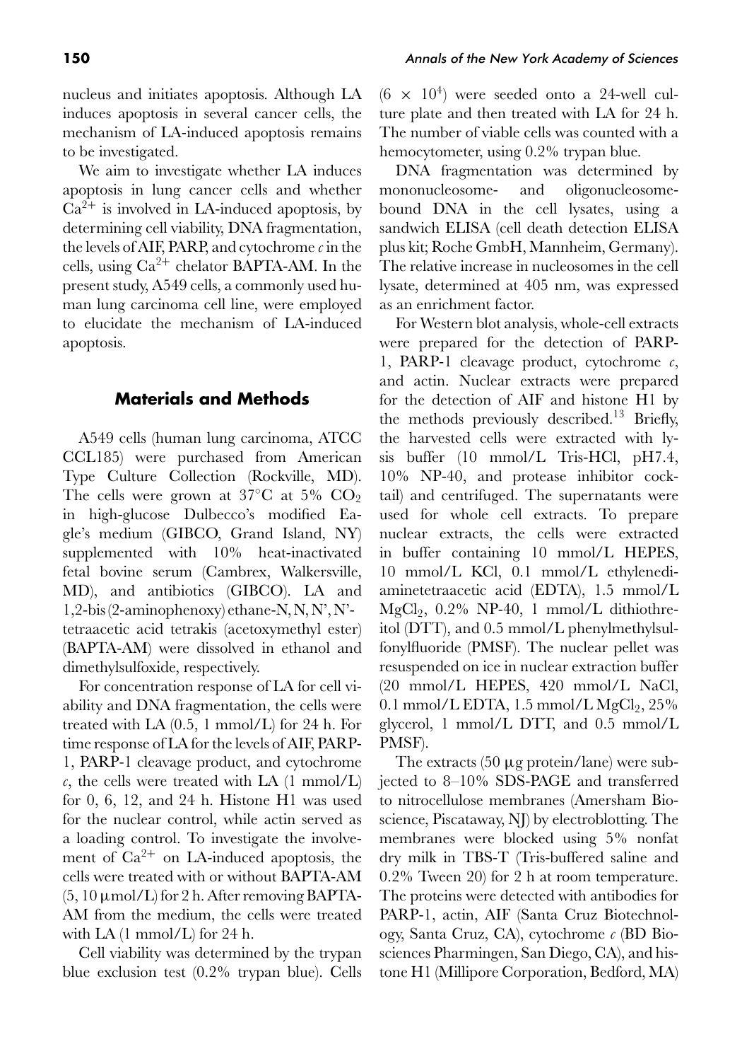nucleus and initiates apoptosis. Although LA induces apoptosis in several cancer cells, the mechanism of LA-induced apoptosis remains to be investigated.

We aim to investigate whether LA induces apoptosis in lung cancer cells and whether $Ca^{2+}$ is involved in LA-induced apoptosis, by determining cell viability, DNA fragmentation, the levels of AIF, PARP, and cytochrome *c* in the cells, using $Ca^{2+}$ chelator BAPTA-AM. In the present study, A549 cells, a commonly used human lung carcinoma cell line, were employed to elucidate the mechanism of LA-induced apoptosis.

## Materials and Methods

A549 cells (human lung carcinoma, ATCC CCL185) were purchased from American Type Culture Collection (Rockville, MD). The cells were grown at 37°C at 5% $CO_2$ in high-glucose Dulbecco's modified Eagle's medium (GIBCO, Grand Island, NY) supplemented with 10% heat-inactivated fetal bovine serum (Cambrex, Walkersville, MD), and antibiotics (GIBCO). LA and 1,2-bis(2-aminophenoxy)ethane-N, N, N', N'-tetraacetic acid tetrakis (acetoxymethyl ester) (BAPTA-AM) were dissolved in ethanol and dimethylsulfoxide, respectively.

For concentration response of LA for cell viability and DNA fragmentation, the cells were treated with LA (0.5, 1 mmol/L) for 24 h. For time response of LA for the levels of AIF, PARP-1, PARP-1 cleavage product, and cytochrome *c*, the cells were treated with LA (1 mmol/L) for 0, 6, 12, and 24 h. Histone H1 was used for the nuclear control, while actin served as a loading control. To investigate the involvement of $Ca^{2+}$ on LA-induced apoptosis, the cells were treated with or without BAPTA-AM (5, 10 μmol/L) for 2 h. After removing BAPTA-AM from the medium, the cells were treated with LA (1 mmol/L) for 24 h.

Cell viability was determined by the trypan blue exclusion test (0.2% trypan blue). Cells ($6 \times 10^4$) were seeded onto a 24-well culture plate and then treated with LA for 24 h. The number of viable cells was counted with a hemocytometer, using 0.2% trypan blue.

DNA fragmentation was determined by mononucleosome- and oligonucleosome-bound DNA in the cell lysates, using a sandwich ELISA (cell death detection ELISA plus kit; Roche GmbH, Mannheim, Germany). The relative increase in nucleosomes in the cell lysate, determined at 405 nm, was expressed as an enrichment factor.

For Western blot analysis, whole-cell extracts were prepared for the detection of PARP-1, PARP-1 cleavage product, cytochrome *c*, and actin. Nuclear extracts were prepared for the detection of AIF and histone H1 by the methods previously described.[13] Briefly, the harvested cells were extracted with lysis buffer (10 mmol/L Tris-HCl, pH7.4, 10% NP-40, and protease inhibitor cocktail) and centrifuged. The supernatants were used for whole cell extracts. To prepare nuclear extracts, the cells were extracted in buffer containing 10 mmol/L HEPES, 10 mmol/L KCl, 0.1 mmol/L ethylenediaminetetraacetic acid (EDTA), 1.5 mmol/L $MgCl_2$, 0.2% NP-40, 1 mmol/L dithiothreitol (DTT), and 0.5 mmol/L phenylmethylsulfonylfluoride (PMSF). The nuclear pellet was resuspended on ice in nuclear extraction buffer (20 mmol/L HEPES, 420 mmol/L NaCl, 0.1 mmol/L EDTA, 1.5 mmol/L $MgCl_2$, 25% glycerol, 1 mmol/L DTT, and 0.5 mmol/L PMSF).

The extracts (50 μg protein/lane) were subjected to 8–10% SDS-PAGE and transferred to nitrocellulose membranes (Amersham Bioscience, Piscataway, NJ) by electroblotting. The membranes were blocked using 5% nonfat dry milk in TBS-T (Tris-buffered saline and 0.2% Tween 20) for 2 h at room temperature. The proteins were detected with antibodies for PARP-1, actin, AIF (Santa Cruz Biotechnology, Santa Cruz, CA), cytochrome *c* (BD Biosciences Pharmingen, San Diego, CA), and histone H1 (Millipore Corporation, Bedford, MA)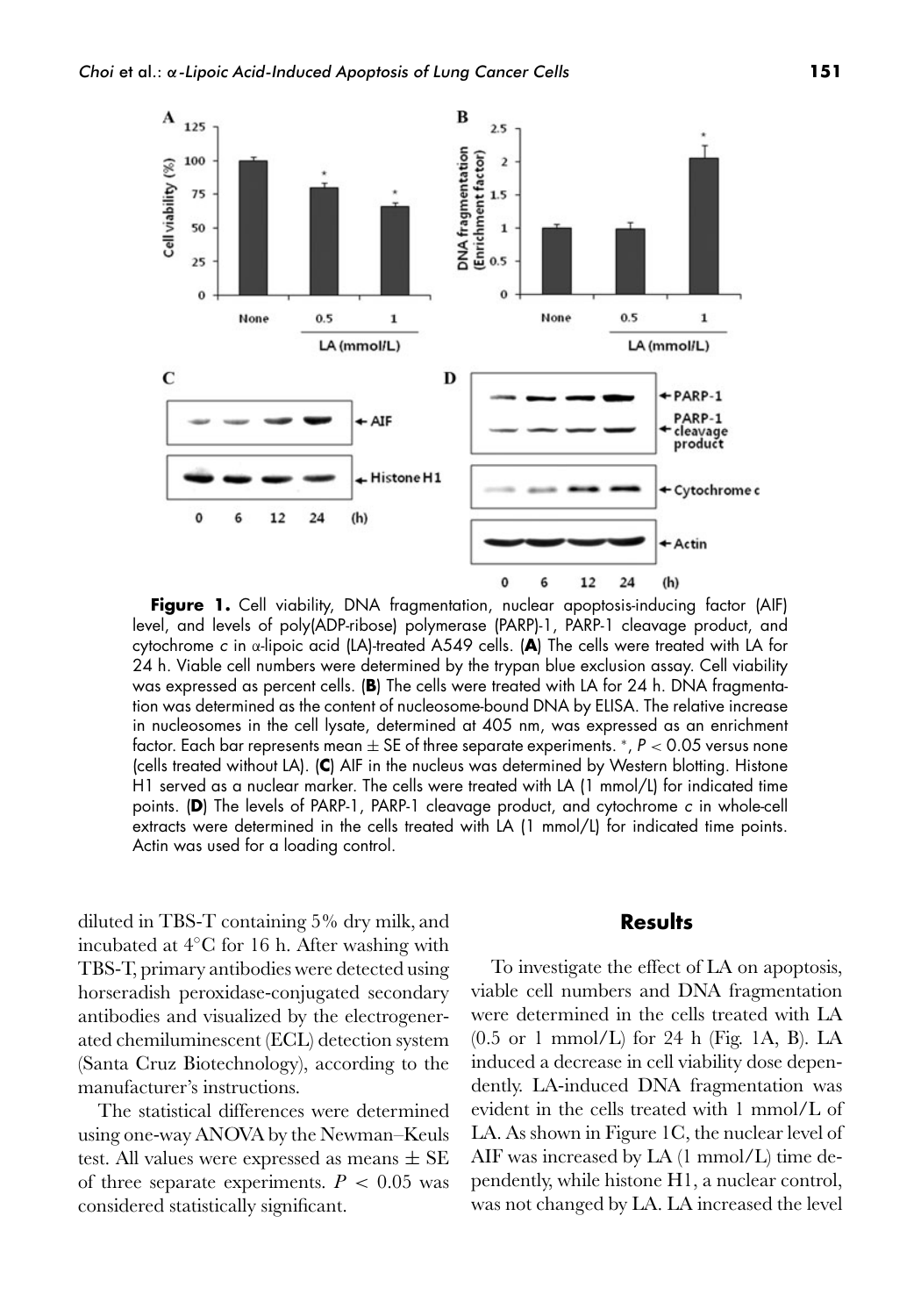**Figure 1.** Cell viability, DNA fragmentation, nuclear apoptosis-inducing factor (AIF) level, and levels of poly(ADP-ribose) polymerase (PARP)-1, PARP-1 cleavage product, and cytochrome *c* in α-lipoic acid (LA)-treated A549 cells. (**A**) The cells were treated with LA for 24 h. Viable cell numbers were determined by the trypan blue exclusion assay. Cell viability was expressed as percent cells. (**B**) The cells were treated with LA for 24 h. DNA fragmentation was determined as the content of nucleosome-bound DNA by ELISA. The relative increase in nucleosomes in the cell lysate, determined at 405 nm, was expressed as an enrichment factor. Each bar represents mean ± SE of three separate experiments. *, $P < 0.05$ versus none (cells treated without LA). (**C**) AIF in the nucleus was determined by Western blotting. Histone H1 served as a nuclear marker. The cells were treated with LA (1 mmol/L) for indicated time points. (**D**) The levels of PARP-1, PARP-1 cleavage product, and cytochrome *c* in whole-cell extracts were determined in the cells treated with LA (1 mmol/L) for indicated time points. Actin was used for a loading control.

diluted in TBS-T containing 5% dry milk, and incubated at 4°C for 16 h. After washing with TBS-T, primary antibodies were detected using horseradish peroxidase-conjugated secondary antibodies and visualized by the electrogenerated chemiluminescent (ECL) detection system (Santa Cruz Biotechnology), according to the manufacturer's instructions.

The statistical differences were determined using one-way ANOVA by the Newman–Keuls test. All values were expressed as means ± SE of three separate experiments. $P < 0.05$ was considered statistically significant.

## Results

To investigate the effect of LA on apoptosis, viable cell numbers and DNA fragmentation were determined in the cells treated with LA (0.5 or 1 mmol/L) for 24 h (Fig. 1A, B). LA induced a decrease in cell viability dose dependently. LA-induced DNA fragmentation was evident in the cells treated with 1 mmol/L of LA. As shown in Figure 1C, the nuclear level of AIF was increased by LA (1 mmol/L) time dependently, while histone H1, a nuclear control, was not changed by LA. LA increased the level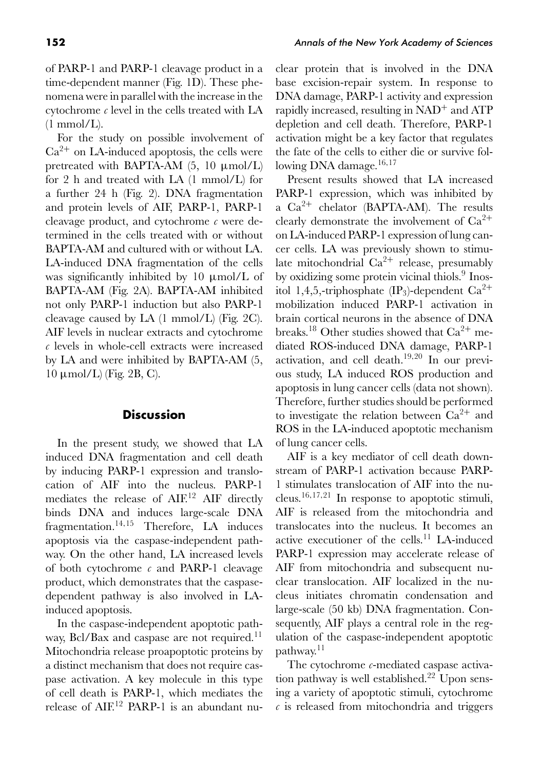of PARP-1 and PARP-1 cleavage product in a time-dependent manner (Fig. 1D). These phenomena were in parallel with the increase in the cytochrome *c* level in the cells treated with LA (1 mmol/L).

For the study on possible involvement of $Ca^{2+}$ on LA-induced apoptosis, the cells were pretreated with BAPTA-AM (5, 10 μmol/L) for 2 h and treated with LA (1 mmol/L) for a further 24 h (Fig. 2). DNA fragmentation and protein levels of AIF, PARP-1, PARP-1 cleavage product, and cytochrome *c* were determined in the cells treated with or without BAPTA-AM and cultured with or without LA. LA-induced DNA fragmentation of the cells was significantly inhibited by 10 μmol/L of BAPTA-AM (Fig. 2A). BAPTA-AM inhibited not only PARP-1 induction but also PARP-1 cleavage caused by LA (1 mmol/L) (Fig. 2C). AIF levels in nuclear extracts and cytochrome *c* levels in whole-cell extracts were increased by LA and were inhibited by BAPTA-AM (5, 10 μmol/L) (Fig. 2B, C).

## Discussion

In the present study, we showed that LA induced DNA fragmentation and cell death by inducing PARP-1 expression and translocation of AIF into the nucleus. PARP-1 mediates the release of AIF.[12] AIF directly binds DNA and induces large-scale DNA fragmentation.[14,15] Therefore, LA induces apoptosis via the caspase-independent pathway. On the other hand, LA increased levels of both cytochrome *c* and PARP-1 cleavage product, which demonstrates that the caspase-dependent pathway is also involved in LA-induced apoptosis.

In the caspase-independent apoptotic pathway, Bcl/Bax and caspase are not required.[11] Mitochondria release proapoptotic proteins by a distinct mechanism that does not require caspase activation. A key molecule in this type of cell death is PARP-1, which mediates the release of AIF.[12] PARP-1 is an abundant nuclear protein that is involved in the DNA base excision-repair system. In response to DNA damage, PARP-1 activity and expression rapidly increased, resulting in $NAD^+$ and ATP depletion and cell death. Therefore, PARP-1 activation might be a key factor that regulates the fate of the cells to either die or survive following DNA damage.[16,17]

Present results showed that LA increased PARP-1 expression, which was inhibited by a $Ca^{2+}$ chelator (BAPTA-AM). The results clearly demonstrate the involvement of $Ca^{2+}$ on LA-induced PARP-1 expression of lung cancer cells. LA was previously shown to stimulate mitochondrial $Ca^{2+}$ release, presumably by oxidizing some protein vicinal thiols.[9] Inositol 1,4,5,-triphosphate ($IP_3$)-dependent $Ca^{2+}$ mobilization induced PARP-1 activation in brain cortical neurons in the absence of DNA breaks.[18] Other studies showed that $Ca^{2+}$ mediated ROS-induced DNA damage, PARP-1 activation, and cell death.[19,20] In our previous study, LA induced ROS production and apoptosis in lung cancer cells (data not shown). Therefore, further studies should be performed to investigate the relation between $Ca^{2+}$ and ROS in the LA-induced apoptotic mechanism of lung cancer cells.

AIF is a key mediator of cell death downstream of PARP-1 activation because PARP-1 stimulates translocation of AIF into the nucleus.[16,17,21] In response to apoptotic stimuli, AIF is released from the mitochondria and translocates into the nucleus. It becomes an active executioner of the cells.[11] LA-induced PARP-1 expression may accelerate release of AIF from mitochondria and subsequent nuclear translocation. AIF localized in the nucleus initiates chromatin condensation and large-scale (50 kb) DNA fragmentation. Consequently, AIF plays a central role in the regulation of the caspase-independent apoptotic pathway.[11]

The cytochrome *c*-mediated caspase activation pathway is well established.[22] Upon sensing a variety of apoptotic stimuli, cytochrome *c* is released from mitochondria and triggers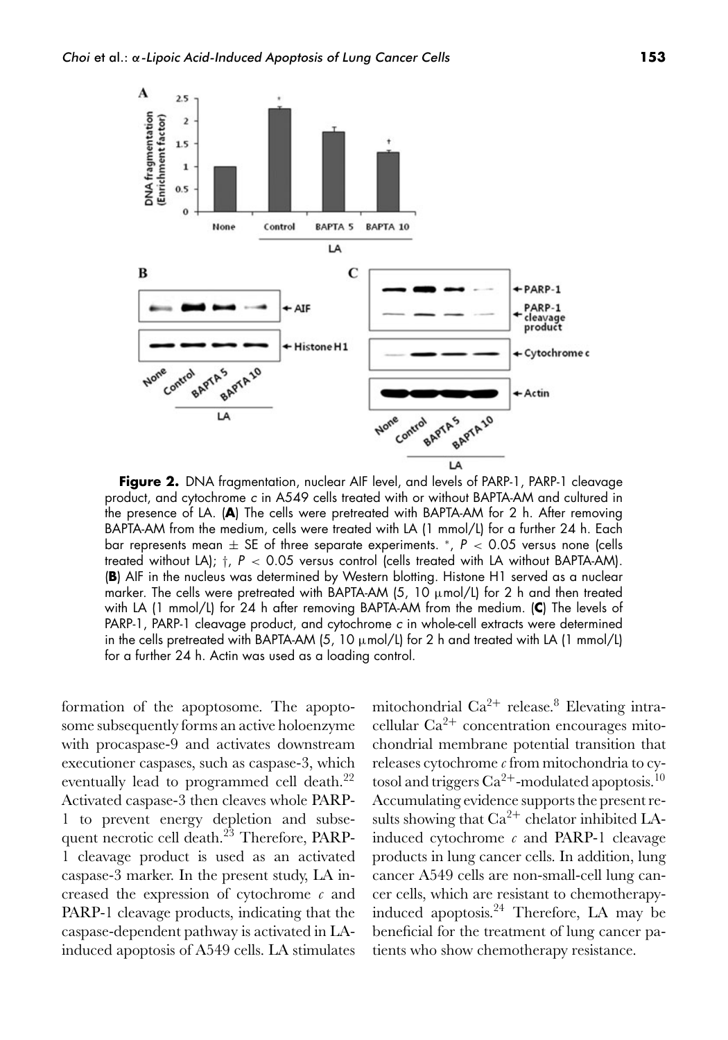**Figure 2.** DNA fragmentation, nuclear AIF level, and levels of PARP-1, PARP-1 cleavage product, and cytochrome *c* in A549 cells treated with or without BAPTA-AM and cultured in the presence of LA. (**A**) The cells were pretreated with BAPTA-AM for 2 h. After removing BAPTA-AM from the medium, cells were treated with LA (1 mmol/L) for a further 24 h. Each bar represents mean ± SE of three separate experiments. *, $P < 0.05$ versus none (cells treated without LA); †, $P < 0.05$ versus control (cells treated with LA without BAPTA-AM). (**B**) AIF in the nucleus was determined by Western blotting. Histone H1 served as a nuclear marker. The cells were pretreated with BAPTA-AM (5, 10 μmol/L) for 2 h and then treated with LA (1 mmol/L) for 24 h after removing BAPTA-AM from the medium. (**C**) The levels of PARP-1, PARP-1 cleavage product, and cytochrome *c* in whole-cell extracts were determined in the cells pretreated with BAPTA-AM (5, 10 μmol/L) for 2 h and treated with LA (1 mmol/L) for a further 24 h. Actin was used as a loading control.

formation of the apoptosome. The apoptosome subsequently forms an active holoenzyme with procaspase-9 and activates downstream executioner caspases, such as caspase-3, which eventually lead to programmed cell death.[22] Activated caspase-3 then cleaves whole PARP-1 to prevent energy depletion and subsequent necrotic cell death.[23] Therefore, PARP-1 cleavage product is used as an activated caspase-3 marker. In the present study, LA increased the expression of cytochrome *c* and PARP-1 cleavage products, indicating that the caspase-dependent pathway is activated in LA-induced apoptosis of A549 cells. LA stimulates mitochondrial $Ca^{2+}$ release.[8] Elevating intracellular $Ca^{2+}$ concentration encourages mitochondrial membrane potential transition that releases cytochrome *c* from mitochondria to cytosol and triggers $Ca^{2+}$-modulated apoptosis.[10] Accumulating evidence supports the present results showing that $Ca^{2+}$ chelator inhibited LA-induced cytochrome *c* and PARP-1 cleavage products in lung cancer cells. In addition, lung cancer A549 cells are non-small-cell lung cancer cells, which are resistant to chemotherapy-induced apoptosis.[24] Therefore, LA may be beneficial for the treatment of lung cancer patients who show chemotherapy resistance.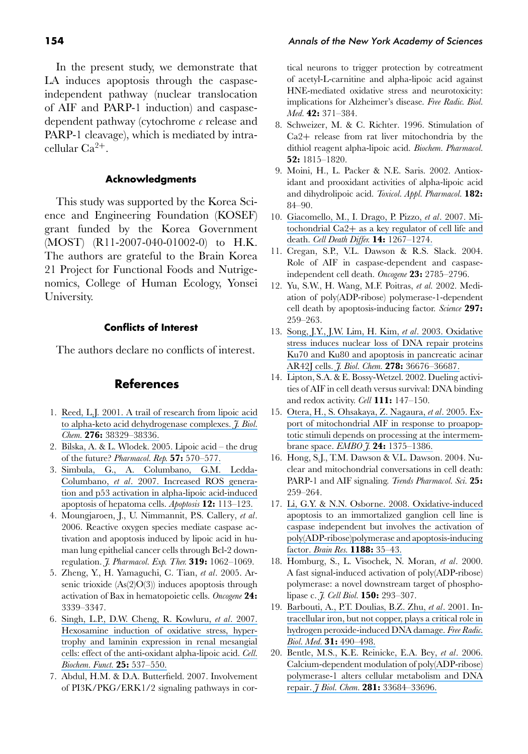In the present study, we demonstrate that LA induces apoptosis through the caspase-independent pathway (nuclear translocation of AIF and PARP-1 induction) and caspase-dependent pathway (cytochrome *c* release and PARP-1 cleavage), which is mediated by intracellular $Ca^{2+}$.

### Acknowledgments

This study was supported by the Korea Science and Engineering Foundation (KOSEF) grant funded by the Korea Government (MOST) (R11-2007-040-01002-0) to H.K. The authors are grateful to the Brain Korea 21 Project for Functional Foods and Nutrigenomics, College of Human Ecology, Yonsei University.

### Conflicts of Interest

The authors declare no conflicts of interest.

## References

1. Reed, L.J. 2001. A trail of research from lipoic acid to alpha-keto acid dehydrogenase complexes. *J. Biol. Chem.* **276:** 38329–38336.
2. Bilska, A. & L. Wlodek. 2005. Lipoic acid – the drug of the future? *Pharmacol. Rep.* **57:** 570–577.
3. Simbula, G., A. Columbano, G.M. Ledda-Columbano, *et al*. 2007. Increased ROS generation and p53 activation in alpha-lipoic acid-induced apoptosis of hepatoma cells. *Apoptosis* **12:** 113–123.
4. Moungjaroen, J., U. Nimmannit, P.S. Callery, *et al*. 2006. Reactive oxygen species mediate caspase activation and apoptosis induced by lipoic acid in human lung epithelial cancer cells through Bcl-2 down-regulation. *J. Pharmacol. Exp. Ther.* **319:** 1062–1069.
5. Zheng, Y., H. Yamaguchi, C. Tian, *et al*. 2005. Arsenic trioxide (As(2)O(3)) induces apoptosis through activation of Bax in hematopoietic cells. *Oncogene* **24:** 3339–3347.
6. Singh, L.P., D.W. Cheng, R. Kowluru, *et al*. 2007. Hexosamine induction of oxidative stress, hypertrophy and laminin expression in renal mesangial cells: effect of the anti-oxidant alpha-lipoic acid. *Cell. Biochem. Funct.* **25:** 537–550.
7. Abdul, H.M. & D.A. Butterfield. 2007. Involvement of PI3K/PKG/ERK1/2 signaling pathways in cortical neurons to trigger protection by cotreatment of acetyl-L-carnitine and alpha-lipoic acid against HNE-mediated oxidative stress and neurotoxicity: implications for Alzheimer's disease. *Free Radic. Biol. Med.* **42:** 371–384.
8. Schweizer, M. & C. Richter. 1996. Stimulation of Ca2+ release from rat liver mitochondria by the dithiol reagent alpha-lipoic acid. *Biochem. Pharmacol.* **52:** 1815–1820.
9. Moini, H., L. Packer & N.E. Saris. 2002. Antioxidant and prooxidant activities of alpha-lipoic acid and dihydrolipoic acid. *Toxicol. Appl. Pharmacol.* **182:** 84–90.
10. Giacomello, M., I. Drago, P. Pizzo, *et al*. 2007. Mitochondrial Ca2+ as a key regulator of cell life and death. *Cell Death Differ.* **14:** 1267–1274.
11. Cregan, S.P., V.L. Dawson & R.S. Slack. 2004. Role of AIF in caspase-dependent and caspase-independent cell death. *Oncogene* **23:** 2785–2796.
12. Yu, S.W., H. Wang, M.F. Poitras, *et al.* 2002. Mediation of poly(ADP-ribose) polymerase-1-dependent cell death by apoptosis-inducing factor. *Science* **297:** 259–263.
13. Song, J.Y., J.W. Lim, H. Kim, *et al*. 2003. Oxidative stress induces nuclear loss of DNA repair proteins Ku70 and Ku80 and apoptosis in pancreatic acinar AR42J cells. *J. Biol. Chem.* **278:** 36676–36687.
14. Lipton, S.A. & E. Bossy-Wetzel. 2002. Dueling activities of AIF in cell death versus survival: DNA binding and redox activity. *Cell* **111:** 147–150.
15. Otera, H., S. Ohsakaya, Z. Nagaura, *et al*. 2005. Export of mitochondrial AIF in response to proapoptotic stimuli depends on processing at the intermembrane space. *EMBO J.* **24:** 1375–1386.
16. Hong, S.J., T.M. Dawson & V.L. Dawson. 2004. Nuclear and mitochondrial conversations in cell death: PARP-1 and AIF signaling. *Trends Pharmacol. Sci.* **25:** 259–264.
17. Li, G.Y. & N.N. Osborne. 2008. Oxidative-induced apoptosis to an immortalized ganglion cell line is caspase independent but involves the activation of poly(ADP-ribose)polymerase and apoptosis-inducing factor. *Brain Res.* **1188:** 35–43.
18. Homburg, S., L. Visochek, N. Moran, *et al*. 2000. A fast signal-induced activation of poly(ADP-ribose) polymerase: a novel downstream target of phospholipase c. *J. Cell Biol.* **150:** 293–307.
19. Barbouti, A., P.T. Doulias, B.Z. Zhu, *et al*. 2001. Intracellular iron, but not copper, plays a critical role in hydrogen peroxide-induced DNA damage. *Free Radic. Biol. Med.* **31:** 490–498.
20. Bentle, M.S., K.E. Reinicke, E.A. Bey, *et al*. 2006. Calcium-dependent modulation of poly(ADP-ribose) polymerase-1 alters cellular metabolism and DNA repair. *J Biol. Chem.* **281:** 33684–33696.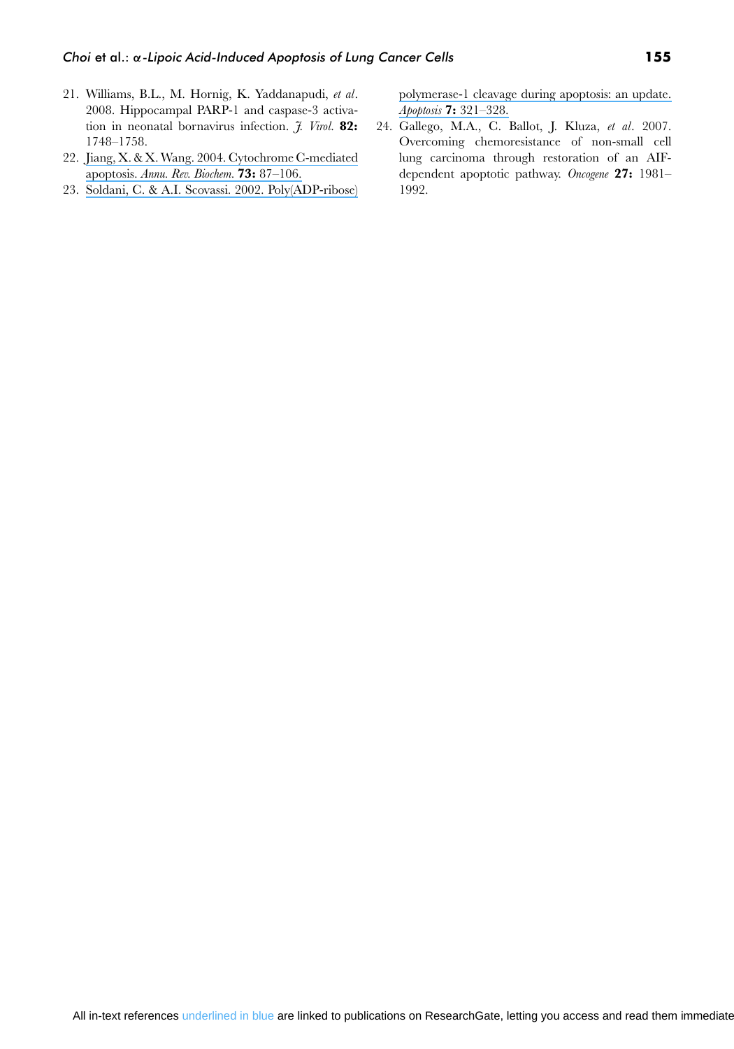21. Williams, B.L., M. Hornig, K. Yaddanapudi, *et al*. 2008. Hippocampal PARP-1 and caspase-3 activation in neonatal bornavirus infection. *J. Virol.* **82:** 1748–1758.
22. Jiang, X. & X. Wang. 2004. Cytochrome C-mediated apoptosis. *Annu. Rev. Biochem.* **73:** 87–106.
23. Soldani, C. & A.I. Scovassi. 2002. Poly(ADP-ribose) polymerase-1 cleavage during apoptosis: an update. *Apoptosis* **7:** 321–328.
24. Gallego, M.A., C. Ballot, J. Kluza, *et al*. 2007. Overcoming chemoresistance of non-small cell lung carcinoma through restoration of an AIF-dependent apoptotic pathway. *Oncogene* **27:** 1981–1992.

All in-text references underlined in blue are linked to publications on ResearchGate, letting you access and read them immediate